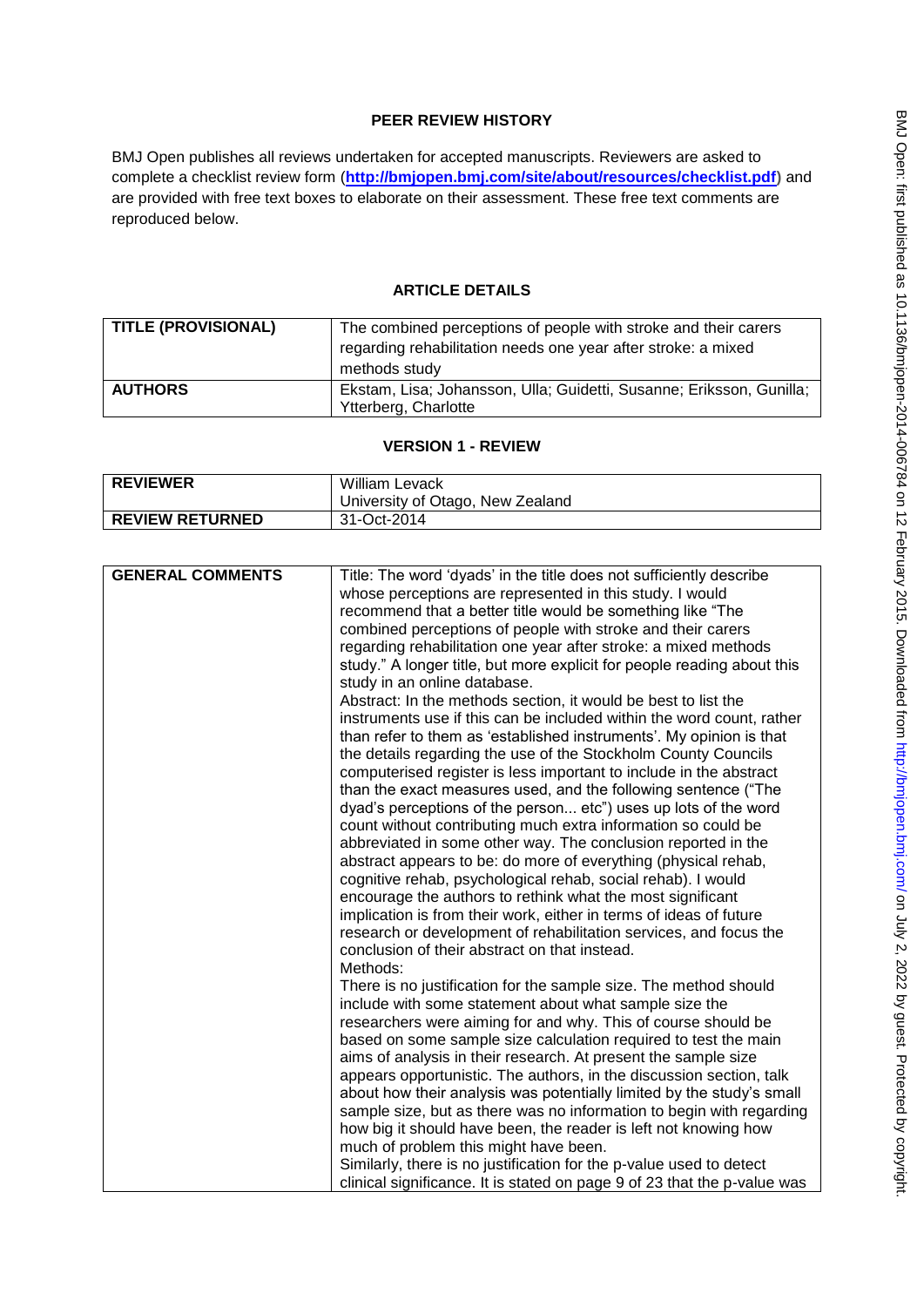# PEER REVIEW HISTORY

BMJ Open publishes all reviews undertaken for accepted manuscripts. Reviewers are asked to complete a checklist review form (**http://bmjopen.bmj.com/site/about/resources/checklist.pdf**) and are provided with free text boxes to elaborate on their assessment. These free text comments are reproduced below.

## ARTICLE DETAILS

| | |
|---|---|
| **TITLE (PROVISIONAL)** | The combined perceptions of people with stroke and their carers regarding rehabilitation needs one year after stroke: a mixed methods study |
| **AUTHORS** | Ekstam, Lisa; Johansson, Ulla; Guidetti, Susanne; Eriksson, Gunilla; Ytterberg, Charlotte |

## VERSION 1 - REVIEW

| | |
|---|---|
| **REVIEWER** | William Levack<br>University of Otago, New Zealand |
| **REVIEW RETURNED** | 31-Oct-2014 |

| | |
|---|---|
| **GENERAL COMMENTS** | Title: The word 'dyads' in the title does not sufficiently describe whose perceptions are represented in this study. I would recommend that a better title would be something like "The combined perceptions of people with stroke and their carers regarding rehabilitation one year after stroke: a mixed methods study." A longer title, but more explicit for people reading about this study in an online database.<br>Abstract: In the methods section, it would be best to list the instruments use if this can be included within the word count, rather than refer to them as 'established instruments'. My opinion is that the details regarding the use of the Stockholm County Councils computerised register is less important to include in the abstract than the exact measures used, and the following sentence ("The dyad's perceptions of the person... etc") uses up lots of the word count without contributing much extra information so could be abbreviated in some other way. The conclusion reported in the abstract appears to be: do more of everything (physical rehab, cognitive rehab, psychological rehab, social rehab). I would encourage the authors to rethink what the most significant implication is from their work, either in terms of ideas of future research or development of rehabilitation services, and focus the conclusion of their abstract on that instead.<br>Methods:<br>There is no justification for the sample size. The method should include with some statement about what sample size the researchers were aiming for and why. This of course should be based on some sample size calculation required to test the main aims of analysis in their research. At present the sample size appears opportunistic. The authors, in the discussion section, talk about how their analysis was potentially limited by the study's small sample size, but as there was no information to begin with regarding how big it should have been, the reader is left not knowing how much of problem this might have been.<br>Similarly, there is no justification for the p-value used to detect clinical significance. It is stated on page 9 of 23 that the p-value was |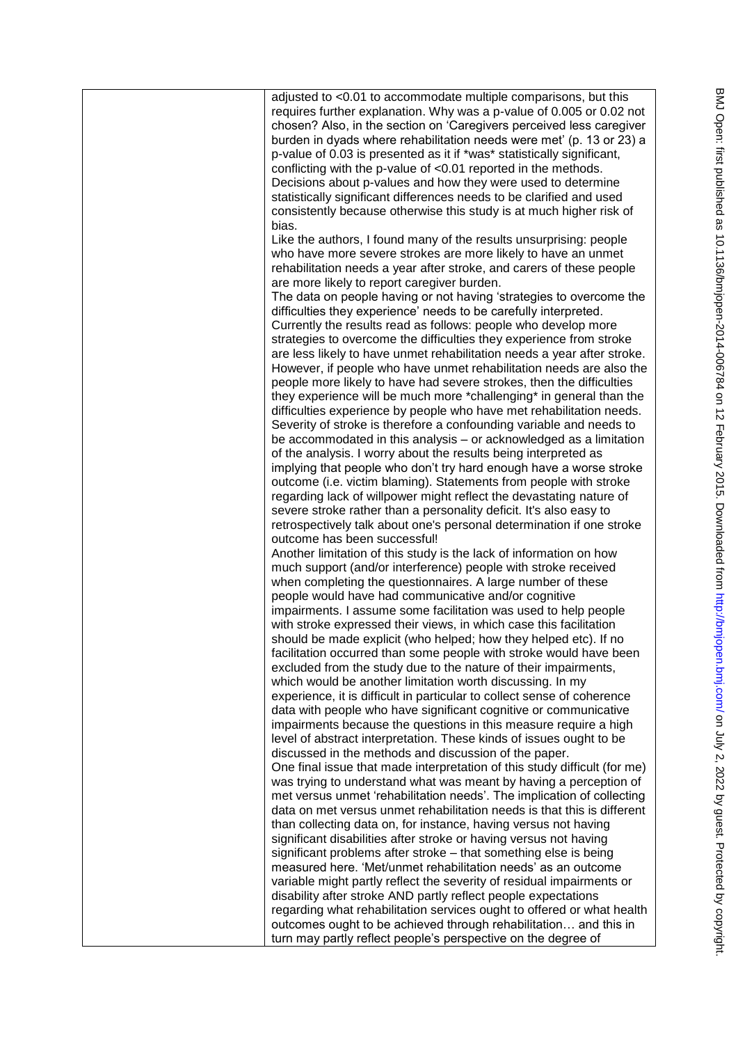adjusted to <0.01 to accommodate multiple comparisons, but this requires further explanation. Why was a p-value of 0.005 or 0.02 not chosen? Also, in the section on 'Caregivers perceived less caregiver burden in dyads where rehabilitation needs were met' (p. 13 or 23) a p-value of 0.03 is presented as it if *was* statistically significant, conflicting with the p-value of <0.01 reported in the methods. Decisions about p-values and how they were used to determine statistically significant differences needs to be clarified and used consistently because otherwise this study is at much higher risk of bias.

Like the authors, I found many of the results unsurprising: people who have more severe strokes are more likely to have an unmet rehabilitation needs a year after stroke, and carers of these people are more likely to report caregiver burden.

The data on people having or not having 'strategies to overcome the difficulties they experience' needs to be carefully interpreted. Currently the results read as follows: people who develop more strategies to overcome the difficulties they experience from stroke are less likely to have unmet rehabilitation needs a year after stroke. However, if people who have unmet rehabilitation needs are also the people more likely to have had severe strokes, then the difficulties they experience will be much more *challenging* in general than the difficulties experience by people who have met rehabilitation needs. Severity of stroke is therefore a confounding variable and needs to be accommodated in this analysis – or acknowledged as a limitation of the analysis. I worry about the results being interpreted as implying that people who don't try hard enough have a worse stroke outcome (i.e. victim blaming). Statements from people with stroke regarding lack of willpower might reflect the devastating nature of severe stroke rather than a personality deficit. It's also easy to retrospectively talk about one's personal determination if one stroke outcome has been successful!

Another limitation of this study is the lack of information on how much support (and/or interference) people with stroke received when completing the questionnaires. A large number of these people would have had communicative and/or cognitive impairments. I assume some facilitation was used to help people with stroke expressed their views, in which case this facilitation should be made explicit (who helped; how they helped etc). If no facilitation occurred than some people with stroke would have been excluded from the study due to the nature of their impairments, which would be another limitation worth discussing. In my experience, it is difficult in particular to collect sense of coherence data with people who have significant cognitive or communicative impairments because the questions in this measure require a high level of abstract interpretation. These kinds of issues ought to be discussed in the methods and discussion of the paper.

One final issue that made interpretation of this study difficult (for me) was trying to understand what was meant by having a perception of met versus unmet 'rehabilitation needs'. The implication of collecting data on met versus unmet rehabilitation needs is that this is different than collecting data on, for instance, having versus not having significant disabilities after stroke or having versus not having significant problems after stroke – that something else is being measured here. 'Met/unmet rehabilitation needs' as an outcome variable might partly reflect the severity of residual impairments or disability after stroke AND partly reflect people expectations regarding what rehabilitation services ought to offered or what health outcomes ought to be achieved through rehabilitation… and this in turn may partly reflect people's perspective on the degree of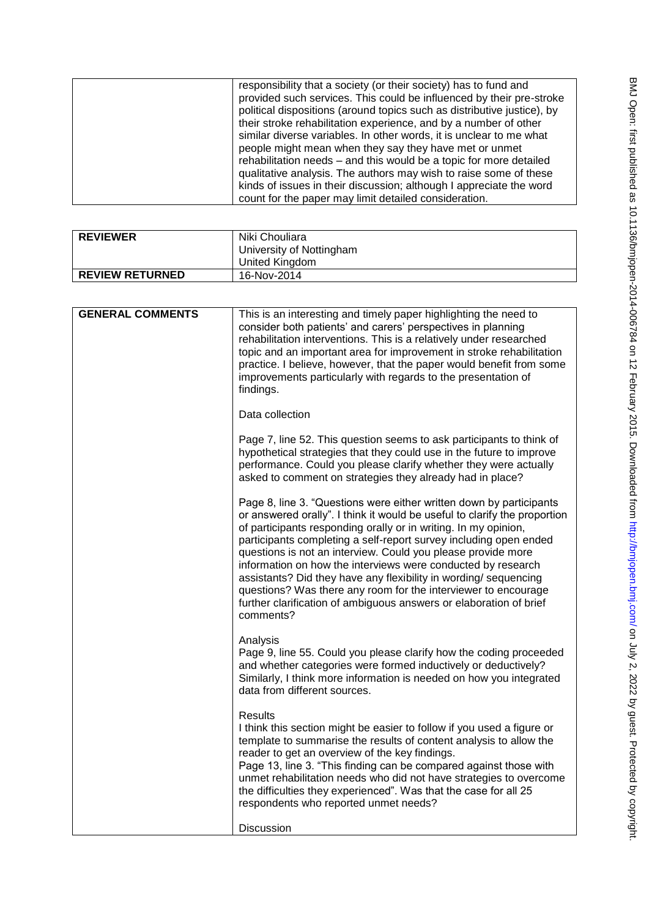| | responsibility that a society (or their society) has to fund and provided such services. This could be influenced by their pre-stroke political dispositions (around topics such as distributive justice), by their stroke rehabilitation experience, and by a number of other similar diverse variables. In other words, it is unclear to me what people might mean when they say they have met or unmet rehabilitation needs – and this would be a topic for more detailed qualitative analysis. The authors may wish to raise some of these kinds of issues in their discussion; although I appreciate the word count for the paper may limit detailed consideration. |
|---|---|

| **REVIEWER** | Niki Chouliara<br>University of Nottingham<br>United Kingdom |
|---|---|
| **REVIEW RETURNED** | 16-Nov-2014 |

| **GENERAL COMMENTS** | This is an interesting and timely paper highlighting the need to consider both patients' and carers' perspectives in planning rehabilitation interventions. This is a relatively under researched topic and an important area for improvement in stroke rehabilitation practice. I believe, however, that the paper would benefit from some improvements particularly with regards to the presentation of findings.<br><br>Data collection<br><br>Page 7, line 52. This question seems to ask participants to think of hypothetical strategies that they could use in the future to improve performance. Could you please clarify whether they were actually asked to comment on strategies they already had in place?<br><br>Page 8, line 3. "Questions were either written down by participants or answered orally". I think it would be useful to clarify the proportion of participants responding orally or in writing. In my opinion, participants completing a self-report survey including open ended questions is not an interview. Could you please provide more information on how the interviews were conducted by research assistants? Did they have any flexibility in wording/ sequencing questions? Was there any room for the interviewer to encourage further clarification of ambiguous answers or elaboration of brief comments?<br><br>Analysis<br>Page 9, line 55. Could you please clarify how the coding proceeded and whether categories were formed inductively or deductively? Similarly, I think more information is needed on how you integrated data from different sources.<br><br>Results<br>I think this section might be easier to follow if you used a figure or template to summarise the results of content analysis to allow the reader to get an overview of the key findings.<br>Page 13, line 3. "This finding can be compared against those with unmet rehabilitation needs who did not have strategies to overcome the difficulties they experienced". Was that the case for all 25 respondents who reported unmet needs?<br><br>Discussion |
|---|---|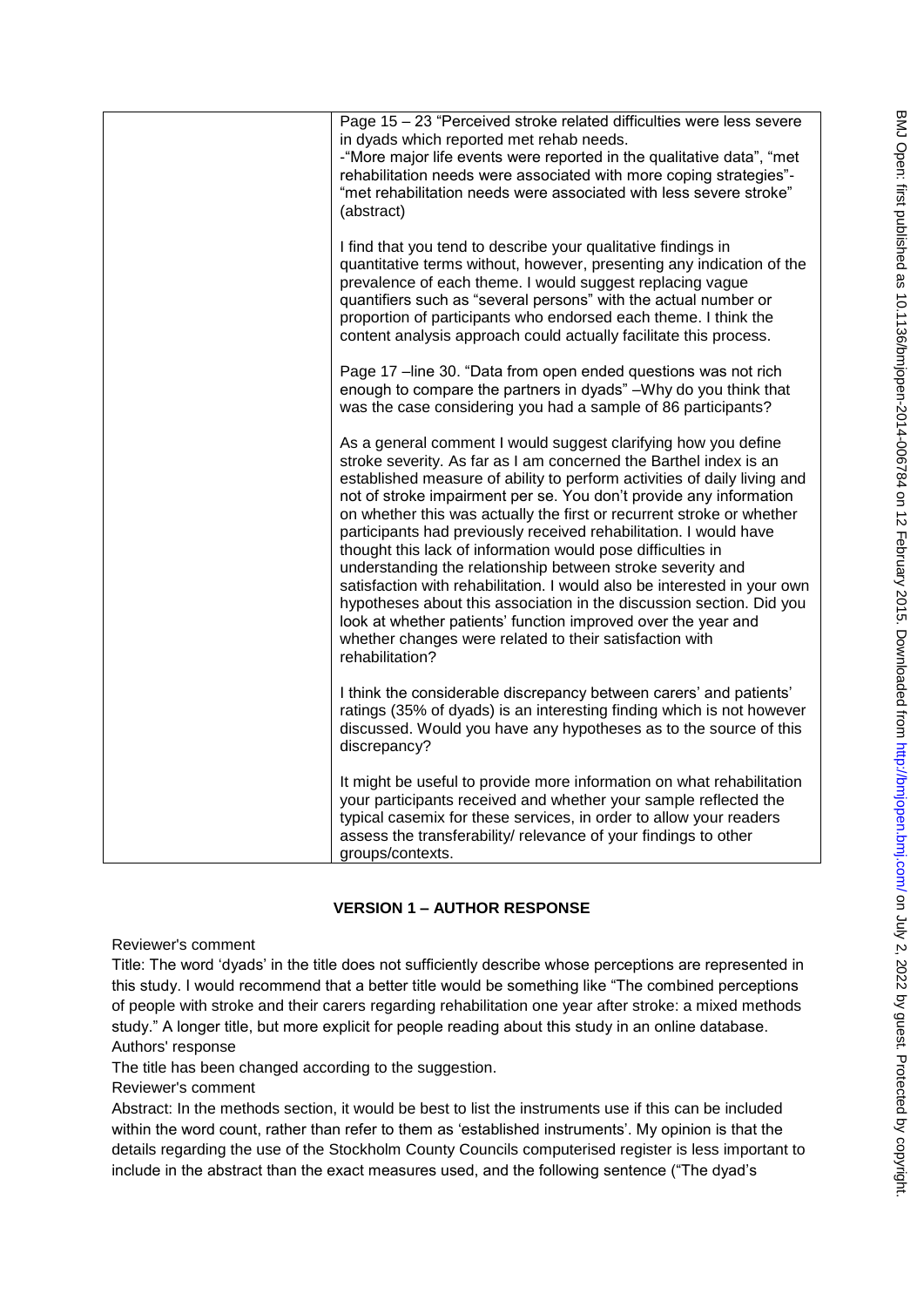| | Page 15 – 23 "Perceived stroke related difficulties were less severe in dyads which reported met rehab needs.<br>-"More major life events were reported in the qualitative data", "met rehabilitation needs were associated with more coping strategies"- "met rehabilitation needs were associated with less severe stroke" (abstract)<br><br>I find that you tend to describe your qualitative findings in quantitative terms without, however, presenting any indication of the prevalence of each theme. I would suggest replacing vague quantifiers such as "several persons" with the actual number or proportion of participants who endorsed each theme. I think the content analysis approach could actually facilitate this process.<br><br>Page 17 –line 30. "Data from open ended questions was not rich enough to compare the partners in dyads" –Why do you think that was the case considering you had a sample of 86 participants?<br><br>As a general comment I would suggest clarifying how you define stroke severity. As far as I am concerned the Barthel index is an established measure of ability to perform activities of daily living and not of stroke impairment per se. You don't provide any information on whether this was actually the first or recurrent stroke or whether participants had previously received rehabilitation. I would have thought this lack of information would pose difficulties in understanding the relationship between stroke severity and satisfaction with rehabilitation. I would also be interested in your own hypotheses about this association in the discussion section. Did you look at whether patients' function improved over the year and whether changes were related to their satisfaction with rehabilitation?<br><br>I think the considerable discrepancy between carers' and patients' ratings (35% of dyads) is an interesting finding which is not however discussed. Would you have any hypotheses as to the source of this discrepancy?<br><br>It might be useful to provide more information on what rehabilitation your participants received and whether your sample reflected the typical casemix for these services, in order to allow your readers assess the transferability/ relevance of your findings to other groups/contexts. |
|---|---|

## VERSION 1 – AUTHOR RESPONSE

Reviewer's comment

Title: The word 'dyads' in the title does not sufficiently describe whose perceptions are represented in this study. I would recommend that a better title would be something like "The combined perceptions of people with stroke and their carers regarding rehabilitation one year after stroke: a mixed methods study." A longer title, but more explicit for people reading about this study in an online database.

Authors' response

The title has been changed according to the suggestion.

Reviewer's comment

Abstract: In the methods section, it would be best to list the instruments use if this can be included within the word count, rather than refer to them as 'established instruments'. My opinion is that the details regarding the use of the Stockholm County Councils computerised register is less important to include in the abstract than the exact measures used, and the following sentence ("The dyad's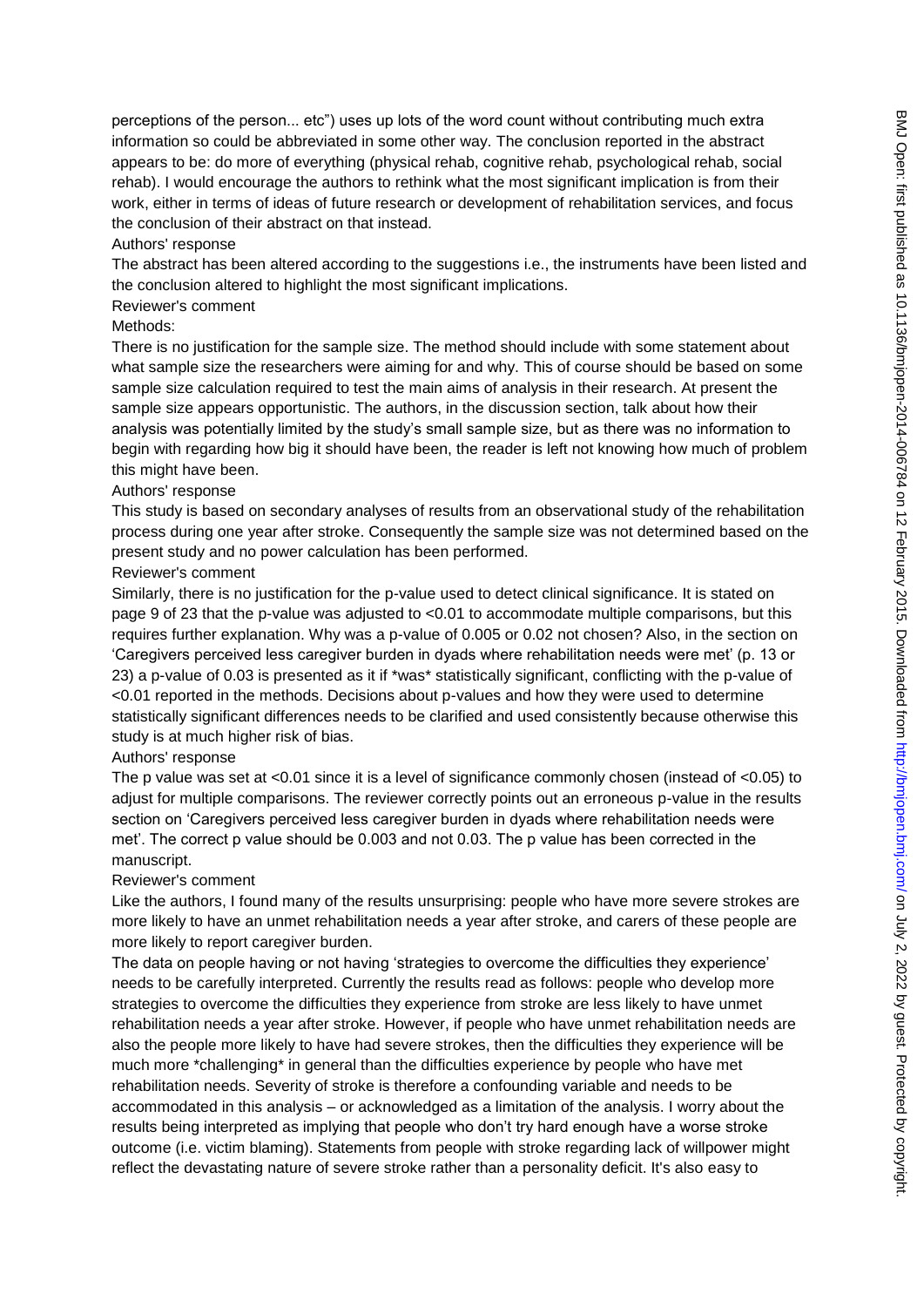perceptions of the person... etc") uses up lots of the word count without contributing much extra information so could be abbreviated in some other way. The conclusion reported in the abstract appears to be: do more of everything (physical rehab, cognitive rehab, psychological rehab, social rehab). I would encourage the authors to rethink what the most significant implication is from their work, either in terms of ideas of future research or development of rehabilitation services, and focus the conclusion of their abstract on that instead.

Authors' response

The abstract has been altered according to the suggestions i.e., the instruments have been listed and the conclusion altered to highlight the most significant implications.

Reviewer's comment

Methods:

There is no justification for the sample size. The method should include with some statement about what sample size the researchers were aiming for and why. This of course should be based on some sample size calculation required to test the main aims of analysis in their research. At present the sample size appears opportunistic. The authors, in the discussion section, talk about how their analysis was potentially limited by the study's small sample size, but as there was no information to begin with regarding how big it should have been, the reader is left not knowing how much of problem this might have been.

Authors' response

This study is based on secondary analyses of results from an observational study of the rehabilitation process during one year after stroke. Consequently the sample size was not determined based on the present study and no power calculation has been performed.

Reviewer's comment

Similarly, there is no justification for the p-value used to detect clinical significance. It is stated on page 9 of 23 that the p-value was adjusted to <0.01 to accommodate multiple comparisons, but this requires further explanation. Why was a p-value of 0.005 or 0.02 not chosen? Also, in the section on 'Caregivers perceived less caregiver burden in dyads where rehabilitation needs were met' (p. 13 or 23) a p-value of 0.03 is presented as it if *was* statistically significant, conflicting with the p-value of <0.01 reported in the methods. Decisions about p-values and how they were used to determine statistically significant differences needs to be clarified and used consistently because otherwise this study is at much higher risk of bias.

Authors' response

The p value was set at <0.01 since it is a level of significance commonly chosen (instead of <0.05) to adjust for multiple comparisons. The reviewer correctly points out an erroneous p-value in the results section on 'Caregivers perceived less caregiver burden in dyads where rehabilitation needs were met'. The correct p value should be 0.003 and not 0.03. The p value has been corrected in the manuscript.

Reviewer's comment

Like the authors, I found many of the results unsurprising: people who have more severe strokes are more likely to have an unmet rehabilitation needs a year after stroke, and carers of these people are more likely to report caregiver burden.

The data on people having or not having 'strategies to overcome the difficulties they experience' needs to be carefully interpreted. Currently the results read as follows: people who develop more strategies to overcome the difficulties they experience from stroke are less likely to have unmet rehabilitation needs a year after stroke. However, if people who have unmet rehabilitation needs are also the people more likely to have had severe strokes, then the difficulties they experience will be much more *challenging* in general than the difficulties experience by people who have met rehabilitation needs. Severity of stroke is therefore a confounding variable and needs to be accommodated in this analysis – or acknowledged as a limitation of the analysis. I worry about the results being interpreted as implying that people who don't try hard enough have a worse stroke outcome (i.e. victim blaming). Statements from people with stroke regarding lack of willpower might reflect the devastating nature of severe stroke rather than a personality deficit. It's also easy to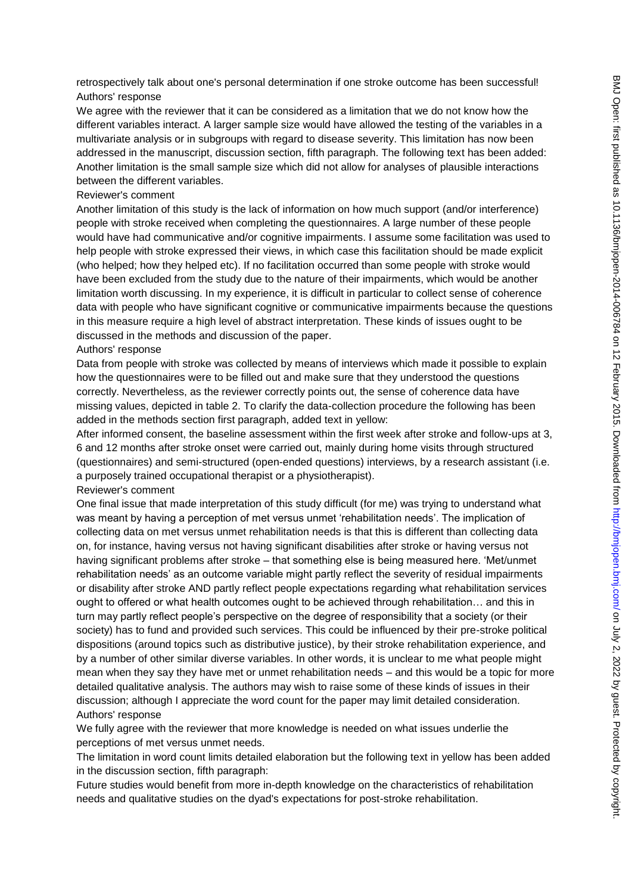retrospectively talk about one's personal determination if one stroke outcome has been successful!

Authors' response

We agree with the reviewer that it can be considered as a limitation that we do not know how the different variables interact. A larger sample size would have allowed the testing of the variables in a multivariate analysis or in subgroups with regard to disease severity. This limitation has now been addressed in the manuscript, discussion section, fifth paragraph. The following text has been added: Another limitation is the small sample size which did not allow for analyses of plausible interactions between the different variables.

Reviewer's comment

Another limitation of this study is the lack of information on how much support (and/or interference) people with stroke received when completing the questionnaires. A large number of these people would have had communicative and/or cognitive impairments. I assume some facilitation was used to help people with stroke expressed their views, in which case this facilitation should be made explicit (who helped; how they helped etc). If no facilitation occurred than some people with stroke would have been excluded from the study due to the nature of their impairments, which would be another limitation worth discussing. In my experience, it is difficult in particular to collect sense of coherence data with people who have significant cognitive or communicative impairments because the questions in this measure require a high level of abstract interpretation. These kinds of issues ought to be discussed in the methods and discussion of the paper.

Authors' response

Data from people with stroke was collected by means of interviews which made it possible to explain how the questionnaires were to be filled out and make sure that they understood the questions correctly. Nevertheless, as the reviewer correctly points out, the sense of coherence data have missing values, depicted in table 2. To clarify the data-collection procedure the following has been added in the methods section first paragraph, added text in yellow:

After informed consent, the baseline assessment within the first week after stroke and follow-ups at 3, 6 and 12 months after stroke onset were carried out, mainly during home visits through structured (questionnaires) and semi-structured (open-ended questions) interviews, by a research assistant (i.e. a purposely trained occupational therapist or a physiotherapist).

Reviewer's comment

One final issue that made interpretation of this study difficult (for me) was trying to understand what was meant by having a perception of met versus unmet 'rehabilitation needs'. The implication of collecting data on met versus unmet rehabilitation needs is that this is different than collecting data on, for instance, having versus not having significant disabilities after stroke or having versus not having significant problems after stroke – that something else is being measured here. 'Met/unmet rehabilitation needs' as an outcome variable might partly reflect the severity of residual impairments or disability after stroke AND partly reflect people expectations regarding what rehabilitation services ought to offered or what health outcomes ought to be achieved through rehabilitation… and this in turn may partly reflect people's perspective on the degree of responsibility that a society (or their society) has to fund and provided such services. This could be influenced by their pre-stroke political dispositions (around topics such as distributive justice), by their stroke rehabilitation experience, and by a number of other similar diverse variables. In other words, it is unclear to me what people might mean when they say they have met or unmet rehabilitation needs – and this would be a topic for more detailed qualitative analysis. The authors may wish to raise some of these kinds of issues in their discussion; although I appreciate the word count for the paper may limit detailed consideration.

Authors' response

We fully agree with the reviewer that more knowledge is needed on what issues underlie the perceptions of met versus unmet needs.

The limitation in word count limits detailed elaboration but the following text in yellow has been added in the discussion section, fifth paragraph:

Future studies would benefit from more in-depth knowledge on the characteristics of rehabilitation needs and qualitative studies on the dyad's expectations for post-stroke rehabilitation.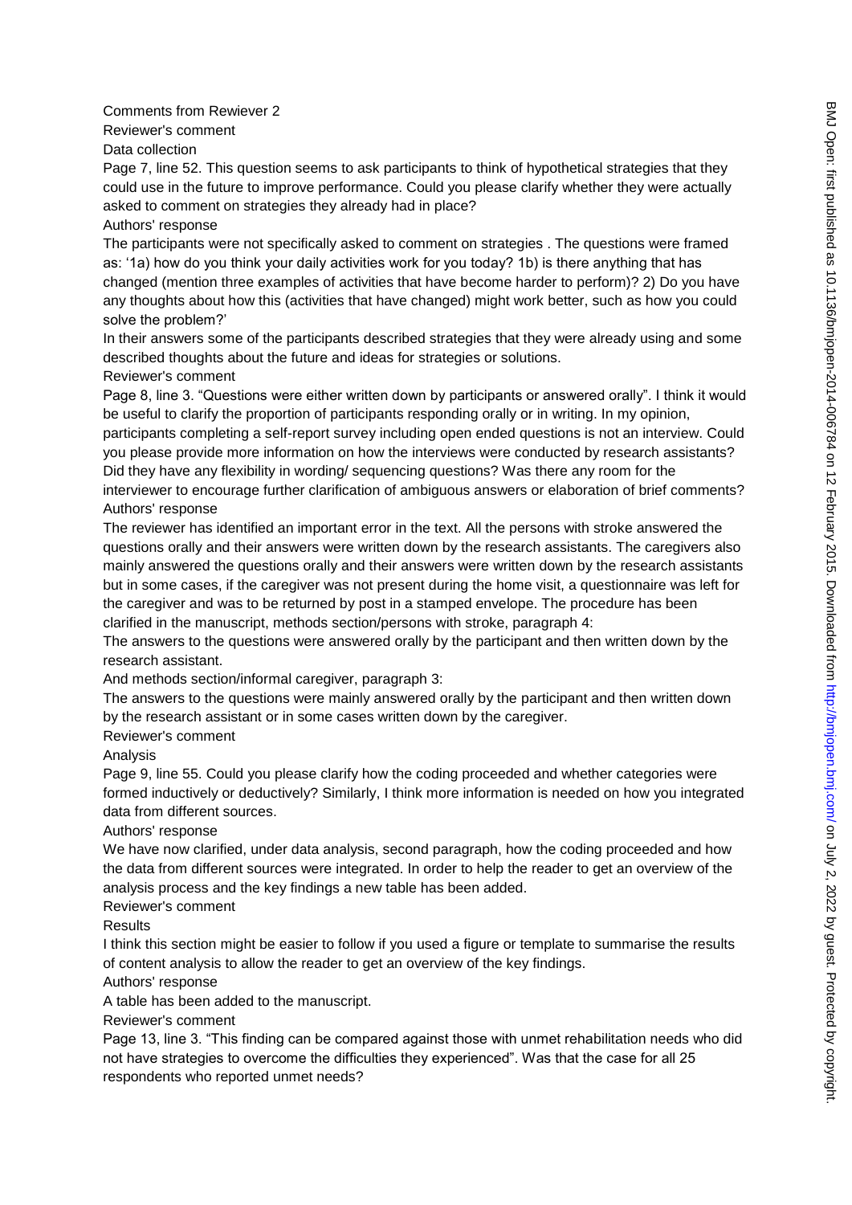Comments from Rewiever 2

Reviewer's comment

Data collection

Page 7, line 52. This question seems to ask participants to think of hypothetical strategies that they could use in the future to improve performance. Could you please clarify whether they were actually asked to comment on strategies they already had in place?

Authors' response

The participants were not specifically asked to comment on strategies . The questions were framed as: '1a) how do you think your daily activities work for you today? 1b) is there anything that has changed (mention three examples of activities that have become harder to perform)? 2) Do you have any thoughts about how this (activities that have changed) might work better, such as how you could solve the problem?'

In their answers some of the participants described strategies that they were already using and some described thoughts about the future and ideas for strategies or solutions.

Reviewer's comment

Page 8, line 3. "Questions were either written down by participants or answered orally". I think it would be useful to clarify the proportion of participants responding orally or in writing. In my opinion, participants completing a self-report survey including open ended questions is not an interview. Could you please provide more information on how the interviews were conducted by research assistants? Did they have any flexibility in wording/ sequencing questions? Was there any room for the interviewer to encourage further clarification of ambiguous answers or elaboration of brief comments?

Authors' response

The reviewer has identified an important error in the text. All the persons with stroke answered the questions orally and their answers were written down by the research assistants. The caregivers also mainly answered the questions orally and their answers were written down by the research assistants but in some cases, if the caregiver was not present during the home visit, a questionnaire was left for the caregiver and was to be returned by post in a stamped envelope. The procedure has been clarified in the manuscript, methods section/persons with stroke, paragraph 4:

The answers to the questions were answered orally by the participant and then written down by the research assistant.

And methods section/informal caregiver, paragraph 3:

The answers to the questions were mainly answered orally by the participant and then written down by the research assistant or in some cases written down by the caregiver.

Reviewer's comment

Analysis

Page 9, line 55. Could you please clarify how the coding proceeded and whether categories were formed inductively or deductively? Similarly, I think more information is needed on how you integrated data from different sources.

Authors' response

We have now clarified, under data analysis, second paragraph, how the coding proceeded and how the data from different sources were integrated. In order to help the reader to get an overview of the analysis process and the key findings a new table has been added.

Reviewer's comment

Results

I think this section might be easier to follow if you used a figure or template to summarise the results of content analysis to allow the reader to get an overview of the key findings.

Authors' response

A table has been added to the manuscript.

Reviewer's comment

Page 13, line 3. "This finding can be compared against those with unmet rehabilitation needs who did not have strategies to overcome the difficulties they experienced". Was that the case for all 25 respondents who reported unmet needs?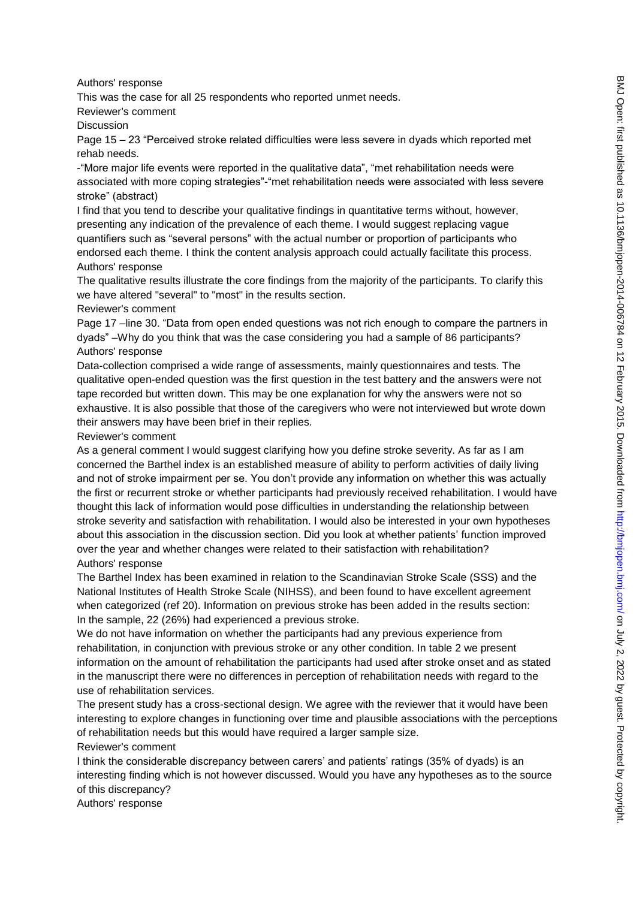Authors' response

This was the case for all 25 respondents who reported unmet needs.

Reviewer's comment

Discussion

Page 15 – 23 "Perceived stroke related difficulties were less severe in dyads which reported met rehab needs.

-"More major life events were reported in the qualitative data", "met rehabilitation needs were associated with more coping strategies"-"met rehabilitation needs were associated with less severe stroke" (abstract)

I find that you tend to describe your qualitative findings in quantitative terms without, however, presenting any indication of the prevalence of each theme. I would suggest replacing vague quantifiers such as "several persons" with the actual number or proportion of participants who endorsed each theme. I think the content analysis approach could actually facilitate this process.

Authors' response

The qualitative results illustrate the core findings from the majority of the participants. To clarify this we have altered "several" to "most" in the results section.

Reviewer's comment

Page 17 –line 30. "Data from open ended questions was not rich enough to compare the partners in dyads" –Why do you think that was the case considering you had a sample of 86 participants?

Authors' response

Data-collection comprised a wide range of assessments, mainly questionnaires and tests. The qualitative open-ended question was the first question in the test battery and the answers were not tape recorded but written down. This may be one explanation for why the answers were not so exhaustive. It is also possible that those of the caregivers who were not interviewed but wrote down their answers may have been brief in their replies.

Reviewer's comment

As a general comment I would suggest clarifying how you define stroke severity. As far as I am concerned the Barthel index is an established measure of ability to perform activities of daily living and not of stroke impairment per se. You don't provide any information on whether this was actually the first or recurrent stroke or whether participants had previously received rehabilitation. I would have thought this lack of information would pose difficulties in understanding the relationship between stroke severity and satisfaction with rehabilitation. I would also be interested in your own hypotheses about this association in the discussion section. Did you look at whether patients' function improved over the year and whether changes were related to their satisfaction with rehabilitation?

Authors' response

The Barthel Index has been examined in relation to the Scandinavian Stroke Scale (SSS) and the National Institutes of Health Stroke Scale (NIHSS), and been found to have excellent agreement when categorized (ref 20). Information on previous stroke has been added in the results section: In the sample, 22 (26%) had experienced a previous stroke.

We do not have information on whether the participants had any previous experience from rehabilitation, in conjunction with previous stroke or any other condition. In table 2 we present information on the amount of rehabilitation the participants had used after stroke onset and as stated in the manuscript there were no differences in perception of rehabilitation needs with regard to the use of rehabilitation services.

The present study has a cross-sectional design. We agree with the reviewer that it would have been interesting to explore changes in functioning over time and plausible associations with the perceptions of rehabilitation needs but this would have required a larger sample size.

Reviewer's comment

I think the considerable discrepancy between carers' and patients' ratings (35% of dyads) is an interesting finding which is not however discussed. Would you have any hypotheses as to the source of this discrepancy?

Authors' response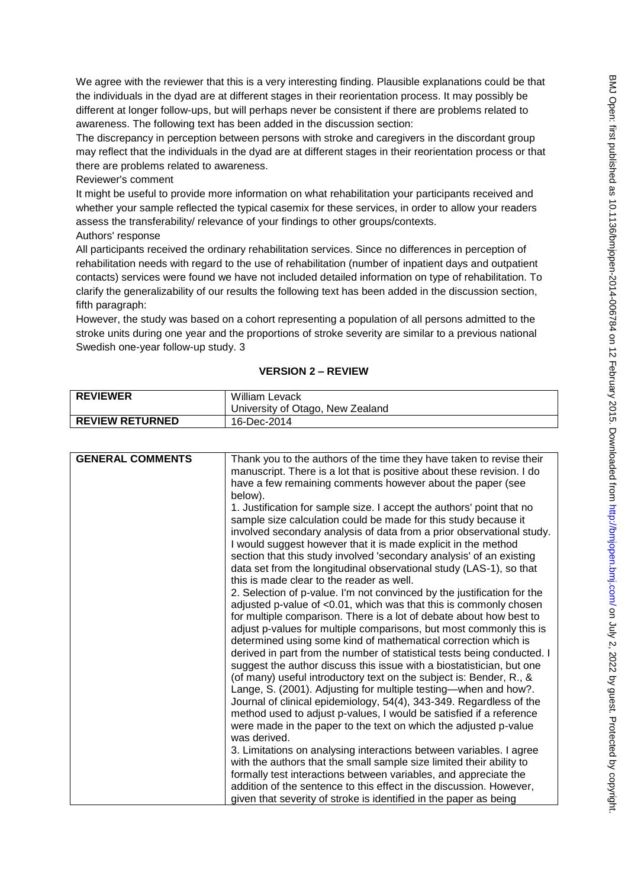We agree with the reviewer that this is a very interesting finding. Plausible explanations could be that the individuals in the dyad are at different stages in their reorientation process. It may possibly be different at longer follow-ups, but will perhaps never be consistent if there are problems related to awareness. The following text has been added in the discussion section:

The discrepancy in perception between persons with stroke and caregivers in the discordant group may reflect that the individuals in the dyad are at different stages in their reorientation process or that there are problems related to awareness.

Reviewer's comment

It might be useful to provide more information on what rehabilitation your participants received and whether your sample reflected the typical casemix for these services, in order to allow your readers assess the transferability/ relevance of your findings to other groups/contexts.

Authors' response

All participants received the ordinary rehabilitation services. Since no differences in perception of rehabilitation needs with regard to the use of rehabilitation (number of inpatient days and outpatient contacts) services were found we have not included detailed information on type of rehabilitation. To clarify the generalizability of our results the following text has been added in the discussion section, fifth paragraph:

However, the study was based on a cohort representing a population of all persons admitted to the stroke units during one year and the proportions of stroke severity are similar to a previous national Swedish one-year follow-up study. 3

## VERSION 2 – REVIEW

| REVIEWER | William Levack<br>University of Otago, New Zealand |
|---|---|
| REVIEW RETURNED | 16-Dec-2014 |

| GENERAL COMMENTS | Thank you to the authors of the time they have taken to revise their manuscript. There is a lot that is positive about these revision. I do have a few remaining comments however about the paper (see below).<br>1. Justification for sample size. I accept the authors' point that no sample size calculation could be made for this study because it involved secondary analysis of data from a prior observational study. I would suggest however that it is made explicit in the method section that this study involved 'secondary analysis' of an existing data set from the longitudinal observational study (LAS-1), so that this is made clear to the reader as well.<br>2. Selection of p-value. I'm not convinced by the justification for the adjusted p-value of <0.01, which was that this is commonly chosen for multiple comparison. There is a lot of debate about how best to adjust p-values for multiple comparisons, but most commonly this is determined using some kind of mathematical correction which is derived in part from the number of statistical tests being conducted. I suggest the author discuss this issue with a biostatistician, but one (of many) useful introductory text on the subject is: Bender, R., & Lange, S. (2001). Adjusting for multiple testing—when and how?. Journal of clinical epidemiology, 54(4), 343-349. Regardless of the method used to adjust p-values, I would be satisfied if a reference were made in the paper to the text on which the adjusted p-value was derived.<br>3. Limitations on analysing interactions between variables. I agree with the authors that the small sample size limited their ability to formally test interactions between variables, and appreciate the addition of the sentence to this effect in the discussion. However, given that severity of stroke is identified in the paper as being |
|---|---|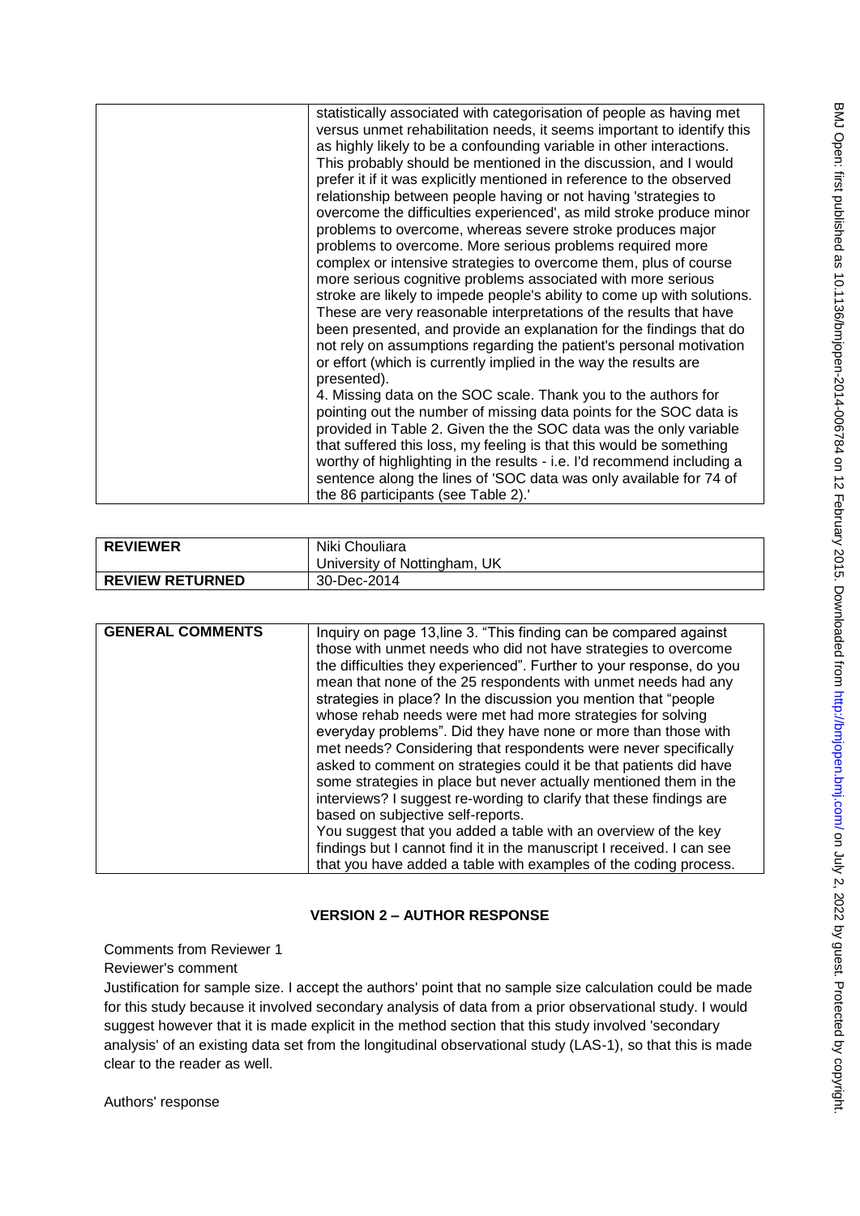| | statistically associated with categorisation of people as having met versus unmet rehabilitation needs, it seems important to identify this as highly likely to be a confounding variable in other interactions. This probably should be mentioned in the discussion, and I would prefer it if it was explicitly mentioned in reference to the observed relationship between people having or not having 'strategies to overcome the difficulties experienced', as mild stroke produce minor problems to overcome, whereas severe stroke produces major problems to overcome. More serious problems required more complex or intensive strategies to overcome them, plus of course more serious cognitive problems associated with more serious stroke are likely to impede people's ability to come up with solutions. These are very reasonable interpretations of the results that have been presented, and provide an explanation for the findings that do not rely on assumptions regarding the patient's personal motivation or effort (which is currently implied in the way the results are presented).<br>4. Missing data on the SOC scale. Thank you to the authors for pointing out the number of missing data points for the SOC data is provided in Table 2. Given the the SOC data was the only variable that suffered this loss, my feeling is that this would be something worthy of highlighting in the results - i.e. I'd recommend including a sentence along the lines of 'SOC data was only available for 74 of the 86 participants (see Table 2).' |
|---|---|

| REVIEWER | Niki Chouliara<br>University of Nottingham, UK |
|---|---|
| REVIEW RETURNED | 30-Dec-2014 |

| GENERAL COMMENTS | Inquiry on page 13,line 3. "This finding can be compared against those with unmet needs who did not have strategies to overcome the difficulties they experienced". Further to your response, do you mean that none of the 25 respondents with unmet needs had any strategies in place? In the discussion you mention that "people whose rehab needs were met had more strategies for solving everyday problems". Did they have none or more than those with met needs? Considering that respondents were never specifically asked to comment on strategies could it be that patients did have some strategies in place but never actually mentioned them in the interviews? I suggest re-wording to clarify that these findings are based on subjective self-reports.<br>You suggest that you added a table with an overview of the key findings but I cannot find it in the manuscript I received. I can see that you have added a table with examples of the coding process. |
|---|---|

## VERSION 2 – AUTHOR RESPONSE

Comments from Reviewer 1

Reviewer's comment

Justification for sample size. I accept the authors' point that no sample size calculation could be made for this study because it involved secondary analysis of data from a prior observational study. I would suggest however that it is made explicit in the method section that this study involved 'secondary analysis' of an existing data set from the longitudinal observational study (LAS-1), so that this is made clear to the reader as well.

Authors' response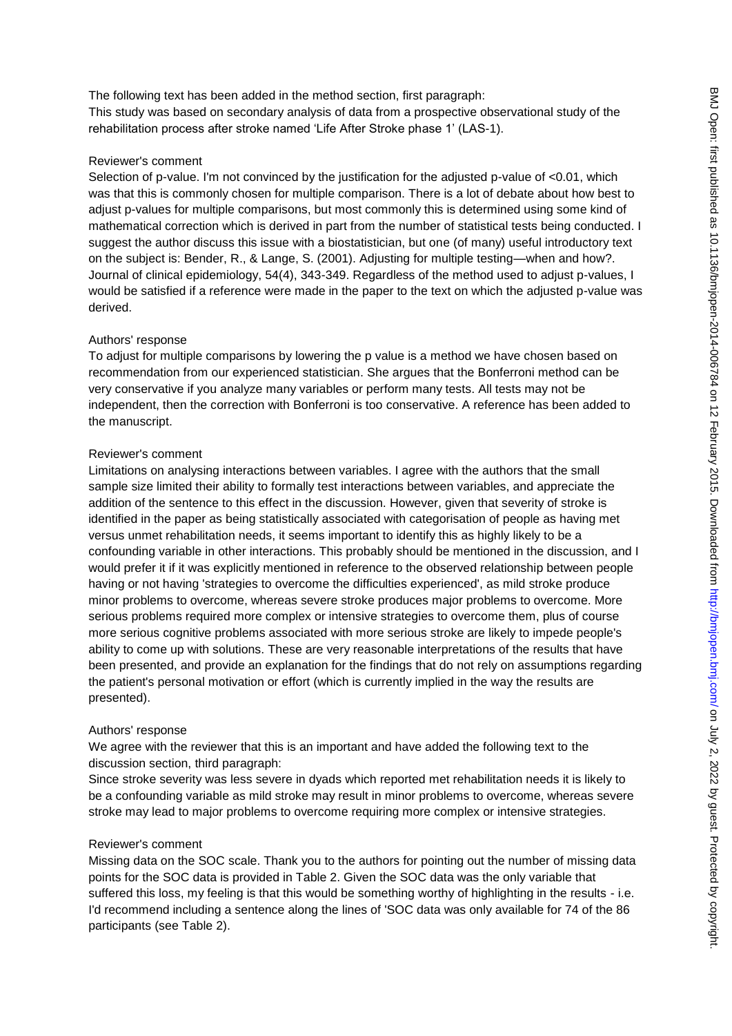The following text has been added in the method section, first paragraph:
This study was based on secondary analysis of data from a prospective observational study of the rehabilitation process after stroke named 'Life After Stroke phase 1' (LAS-1).

Reviewer's comment
Selection of p-value. I'm not convinced by the justification for the adjusted p-value of <0.01, which was that this is commonly chosen for multiple comparison. There is a lot of debate about how best to adjust p-values for multiple comparisons, but most commonly this is determined using some kind of mathematical correction which is derived in part from the number of statistical tests being conducted. I suggest the author discuss this issue with a biostatistician, but one (of many) useful introductory text on the subject is: Bender, R., & Lange, S. (2001). Adjusting for multiple testing—when and how?. Journal of clinical epidemiology, 54(4), 343-349. Regardless of the method used to adjust p-values, I would be satisfied if a reference were made in the paper to the text on which the adjusted p-value was derived.

Authors' response
To adjust for multiple comparisons by lowering the p value is a method we have chosen based on recommendation from our experienced statistician. She argues that the Bonferroni method can be very conservative if you analyze many variables or perform many tests. All tests may not be independent, then the correction with Bonferroni is too conservative. A reference has been added to the manuscript.

Reviewer's comment
Limitations on analysing interactions between variables. I agree with the authors that the small sample size limited their ability to formally test interactions between variables, and appreciate the addition of the sentence to this effect in the discussion. However, given that severity of stroke is identified in the paper as being statistically associated with categorisation of people as having met versus unmet rehabilitation needs, it seems important to identify this as highly likely to be a confounding variable in other interactions. This probably should be mentioned in the discussion, and I would prefer it if it was explicitly mentioned in reference to the observed relationship between people having or not having 'strategies to overcome the difficulties experienced', as mild stroke produce minor problems to overcome, whereas severe stroke produces major problems to overcome. More serious problems required more complex or intensive strategies to overcome them, plus of course more serious cognitive problems associated with more serious stroke are likely to impede people's ability to come up with solutions. These are very reasonable interpretations of the results that have been presented, and provide an explanation for the findings that do not rely on assumptions regarding the patient's personal motivation or effort (which is currently implied in the way the results are presented).

Authors' response
We agree with the reviewer that this is an important and have added the following text to the discussion section, third paragraph:
Since stroke severity was less severe in dyads which reported met rehabilitation needs it is likely to be a confounding variable as mild stroke may result in minor problems to overcome, whereas severe stroke may lead to major problems to overcome requiring more complex or intensive strategies.

Reviewer's comment
Missing data on the SOC scale. Thank you to the authors for pointing out the number of missing data points for the SOC data is provided in Table 2. Given the SOC data was the only variable that suffered this loss, my feeling is that this would be something worthy of highlighting in the results - i.e. I'd recommend including a sentence along the lines of 'SOC data was only available for 74 of the 86 participants (see Table 2).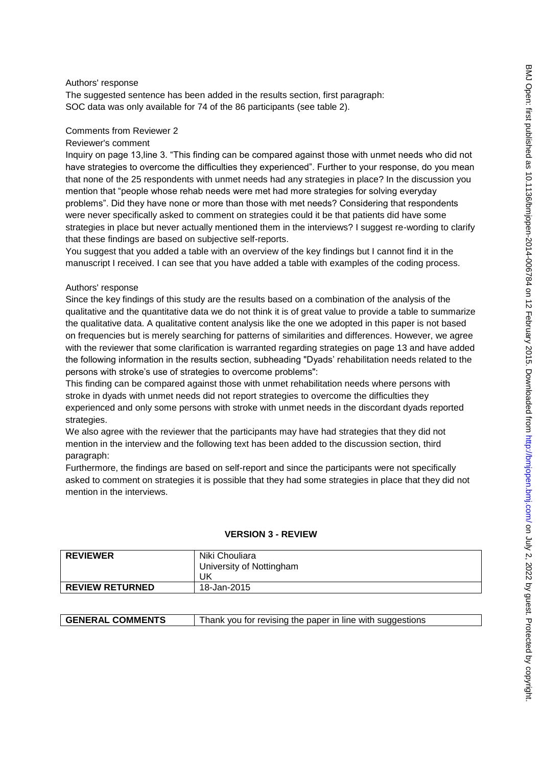Authors' response

The suggested sentence has been added in the results section, first paragraph:
SOC data was only available for 74 of the 86 participants (see table 2).

Comments from Reviewer 2

Reviewer's comment

Inquiry on page 13,line 3. "This finding can be compared against those with unmet needs who did not have strategies to overcome the difficulties they experienced". Further to your response, do you mean that none of the 25 respondents with unmet needs had any strategies in place? In the discussion you mention that "people whose rehab needs were met had more strategies for solving everyday problems". Did they have none or more than those with met needs? Considering that respondents were never specifically asked to comment on strategies could it be that patients did have some strategies in place but never actually mentioned them in the interviews? I suggest re-wording to clarify that these findings are based on subjective self-reports.

You suggest that you added a table with an overview of the key findings but I cannot find it in the manuscript I received. I can see that you have added a table with examples of the coding process.

Authors' response

Since the key findings of this study are the results based on a combination of the analysis of the qualitative and the quantitative data we do not think it is of great value to provide a table to summarize the qualitative data. A qualitative content analysis like the one we adopted in this paper is not based on frequencies but is merely searching for patterns of similarities and differences. However, we agree with the reviewer that some clarification is warranted regarding strategies on page 13 and have added the following information in the results section, subheading "Dyads' rehabilitation needs related to the persons with stroke's use of strategies to overcome problems":

This finding can be compared against those with unmet rehabilitation needs where persons with stroke in dyads with unmet needs did not report strategies to overcome the difficulties they experienced and only some persons with stroke with unmet needs in the discordant dyads reported strategies.

We also agree with the reviewer that the participants may have had strategies that they did not mention in the interview and the following text has been added to the discussion section, third paragraph:

Furthermore, the findings are based on self-report and since the participants were not specifically asked to comment on strategies it is possible that they had some strategies in place that they did not mention in the interviews.

## VERSION 3 - REVIEW

| | |
|---|---|
| **REVIEWER** | Niki Chouliara<br>University of Nottingham<br>UK |
| **REVIEW RETURNED** | 18-Jan-2015 |

| | |
|---|---|
| **GENERAL COMMENTS** | Thank you for revising the paper in line with suggestions |